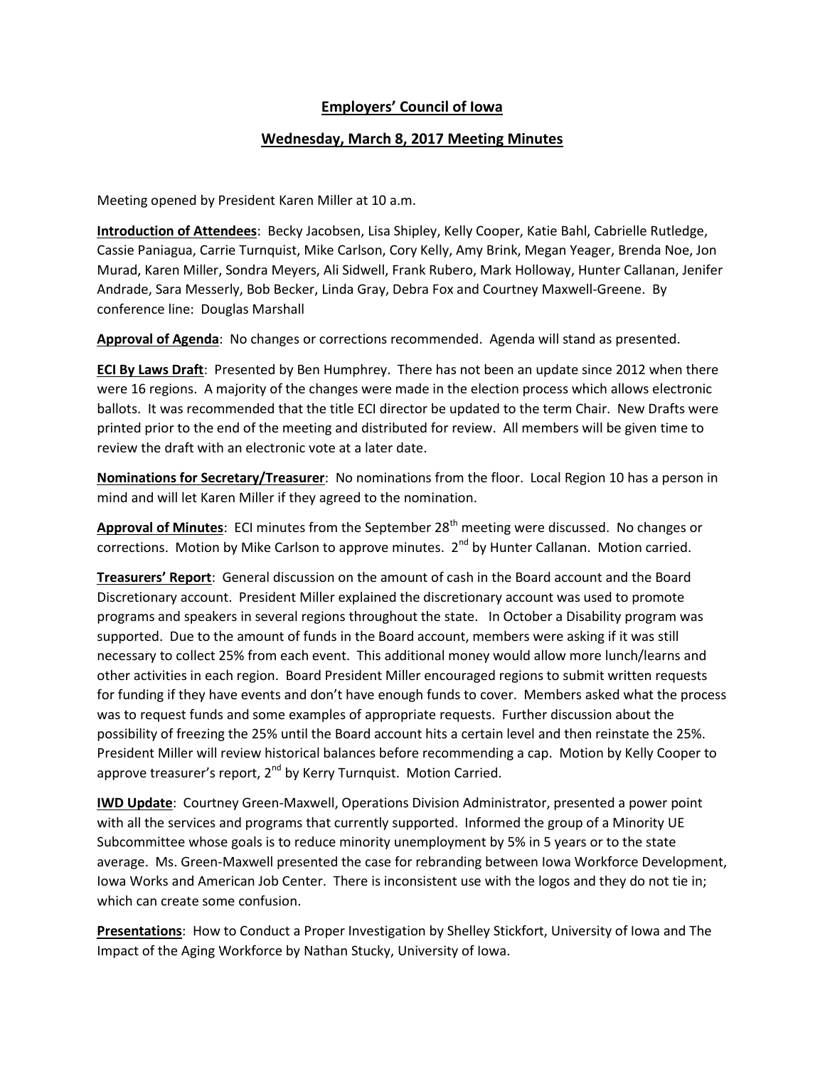# Employers' Council of Iowa

## Wednesday, March 8, 2017 Meeting Minutes

Meeting opened by President Karen Miller at 10 a.m.

**Introduction of Attendees**: Becky Jacobsen, Lisa Shipley, Kelly Cooper, Katie Bahl, Cabrielle Rutledge, Cassie Paniagua, Carrie Turnquist, Mike Carlson, Cory Kelly, Amy Brink, Megan Yeager, Brenda Noe, Jon Murad, Karen Miller, Sondra Meyers, Ali Sidwell, Frank Rubero, Mark Holloway, Hunter Callanan, Jenifer Andrade, Sara Messerly, Bob Becker, Linda Gray, Debra Fox and Courtney Maxwell-Greene. By conference line: Douglas Marshall

**Approval of Agenda**: No changes or corrections recommended. Agenda will stand as presented.

**ECI By Laws Draft**: Presented by Ben Humphrey. There has not been an update since 2012 when there were 16 regions. A majority of the changes were made in the election process which allows electronic ballots. It was recommended that the title ECI director be updated to the term Chair. New Drafts were printed prior to the end of the meeting and distributed for review. All members will be given time to review the draft with an electronic vote at a later date.

**Nominations for Secretary/Treasurer**: No nominations from the floor. Local Region 10 has a person in mind and will let Karen Miller if they agreed to the nomination.

**Approval of Minutes**: ECI minutes from the September 28th meeting were discussed. No changes or corrections. Motion by Mike Carlson to approve minutes. 2nd by Hunter Callanan. Motion carried.

**Treasurers' Report**: General discussion on the amount of cash in the Board account and the Board Discretionary account. President Miller explained the discretionary account was used to promote programs and speakers in several regions throughout the state. In October a Disability program was supported. Due to the amount of funds in the Board account, members were asking if it was still necessary to collect 25% from each event. This additional money would allow more lunch/learns and other activities in each region. Board President Miller encouraged regions to submit written requests for funding if they have events and don't have enough funds to cover. Members asked what the process was to request funds and some examples of appropriate requests. Further discussion about the possibility of freezing the 25% until the Board account hits a certain level and then reinstate the 25%. President Miller will review historical balances before recommending a cap. Motion by Kelly Cooper to approve treasurer's report, 2nd by Kerry Turnquist. Motion Carried.

**IWD Update**: Courtney Green-Maxwell, Operations Division Administrator, presented a power point with all the services and programs that currently supported. Informed the group of a Minority UE Subcommittee whose goals is to reduce minority unemployment by 5% in 5 years or to the state average. Ms. Green-Maxwell presented the case for rebranding between Iowa Workforce Development, Iowa Works and American Job Center. There is inconsistent use with the logos and they do not tie in; which can create some confusion.

**Presentations**: How to Conduct a Proper Investigation by Shelley Stickfort, University of Iowa and The Impact of the Aging Workforce by Nathan Stucky, University of Iowa.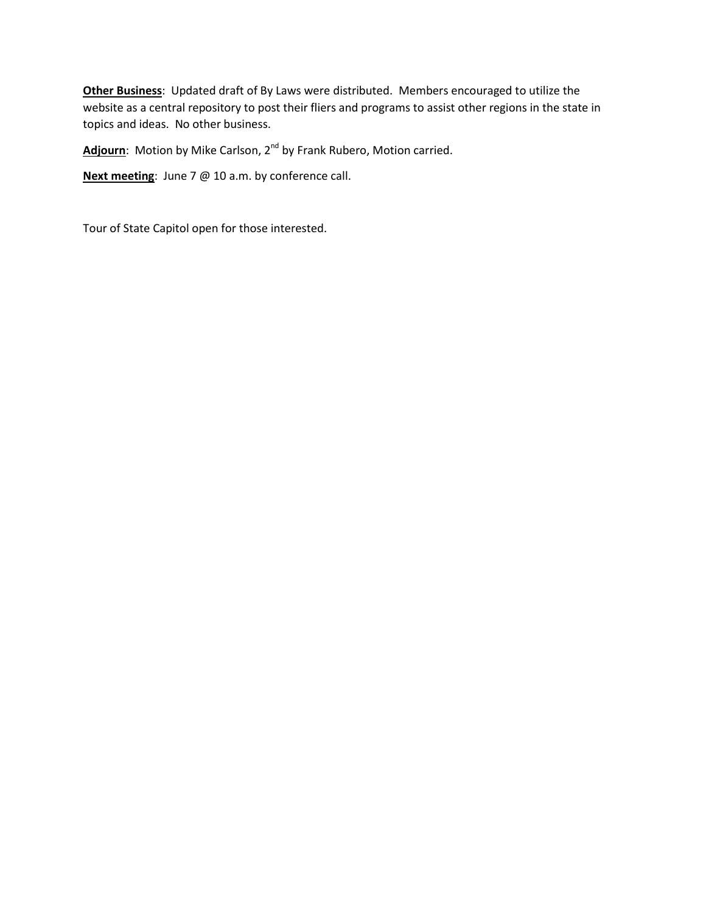**Other Business**: Updated draft of By Laws were distributed. Members encouraged to utilize the website as a central repository to post their fliers and programs to assist other regions in the state in topics and ideas. No other business.

**Adjourn**: Motion by Mike Carlson, 2nd by Frank Rubero, Motion carried.

**Next meeting**: June 7 @ 10 a.m. by conference call.

Tour of State Capitol open for those interested.